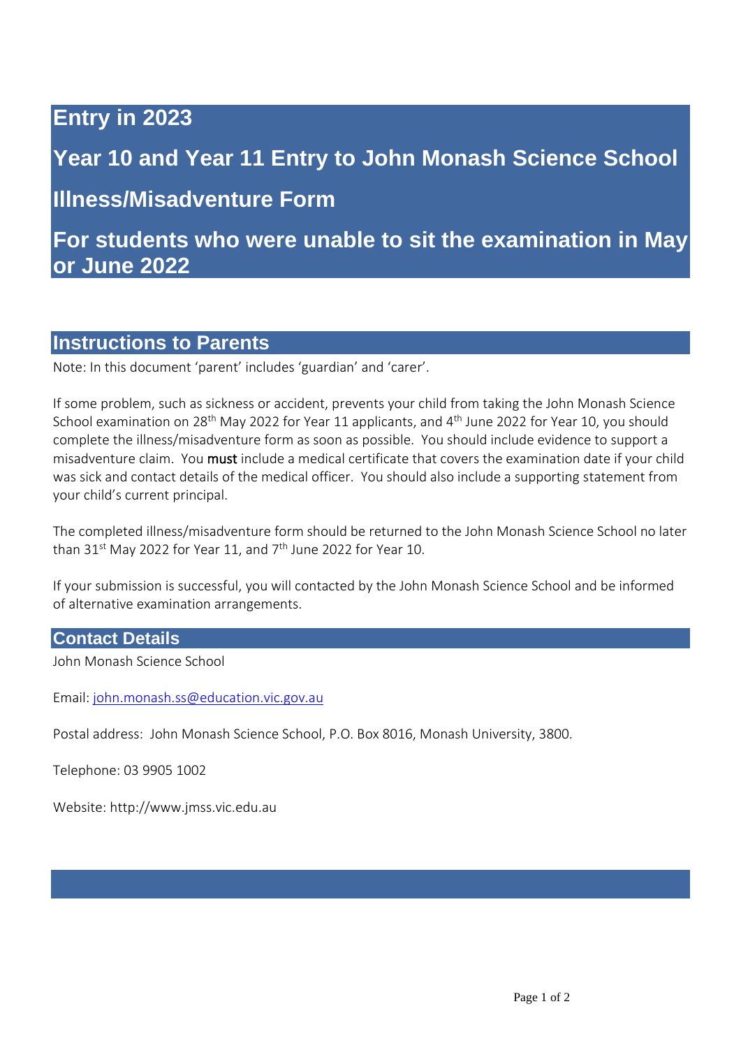# Entry in 2023

# Year 10 and Year 11 Entry to John Monash Science School

# Illness/Misadventure Form

# For students who were unable to sit the examination in May or June 2022

## Instructions to Parents

Note: In this document 'parent' includes 'guardian' and 'carer'.

If some problem, such as sickness or accident, prevents your child from taking the John Monash Science School examination on 28th May 2022 for Year 11 applicants, and 4th June 2022 for Year 10, you should complete the illness/misadventure form as soon as possible. You should include evidence to support a misadventure claim. You **must** include a medical certificate that covers the examination date if your child was sick and contact details of the medical officer. You should also include a supporting statement from your child's current principal.

The completed illness/misadventure form should be returned to the John Monash Science School no later than 31st May 2022 for Year 11, and 7th June 2022 for Year 10.

If your submission is successful, you will contacted by the John Monash Science School and be informed of alternative examination arrangements.

## Contact Details

John Monash Science School

Email: john.monash.ss@education.vic.gov.au

Postal address: John Monash Science School, P.O. Box 8016, Monash University, 3800.

Telephone: 03 9905 1002

Website: http://www.jmss.vic.edu.au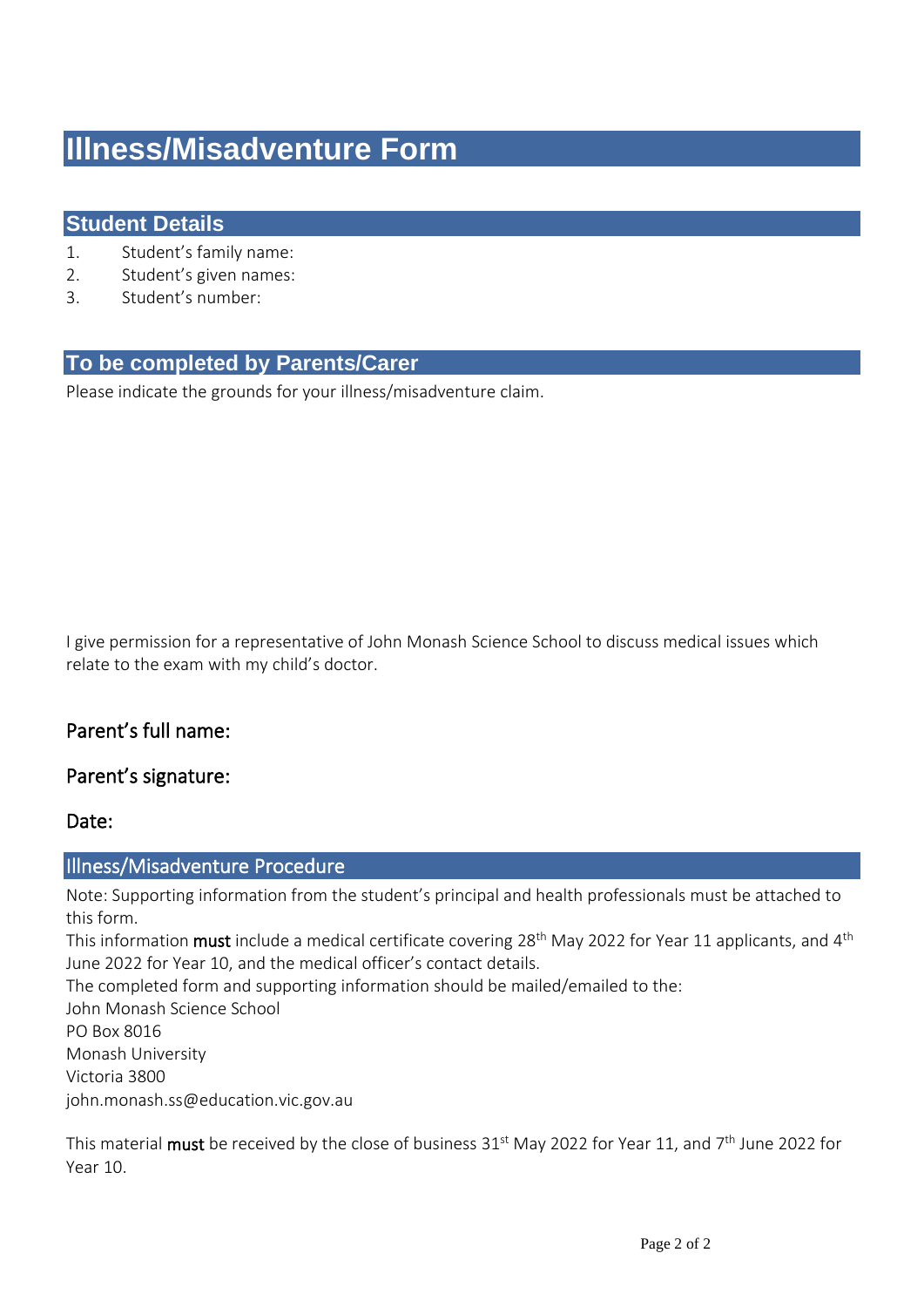# Illness/Misadventure Form

## Student Details

1. Student's family name:
2. Student's given names:
3. Student's number:

## To be completed by Parents/Carer

Please indicate the grounds for your illness/misadventure claim.

I give permission for a representative of John Monash Science School to discuss medical issues which relate to the exam with my child's doctor.

Parent's full name:

Parent's signature:

Date:

## Illness/Misadventure Procedure

Note: Supporting information from the student's principal and health professionals must be attached to this form.

This information **must** include a medical certificate covering 28th May 2022 for Year 11 applicants, and 4th June 2022 for Year 10, and the medical officer's contact details.

The completed form and supporting information should be mailed/emailed to the:

John Monash Science School
PO Box 8016
Monash University
Victoria 3800
john.monash.ss@education.vic.gov.au

This material **must** be received by the close of business 31st May 2022 for Year 11, and 7th June 2022 for Year 10.